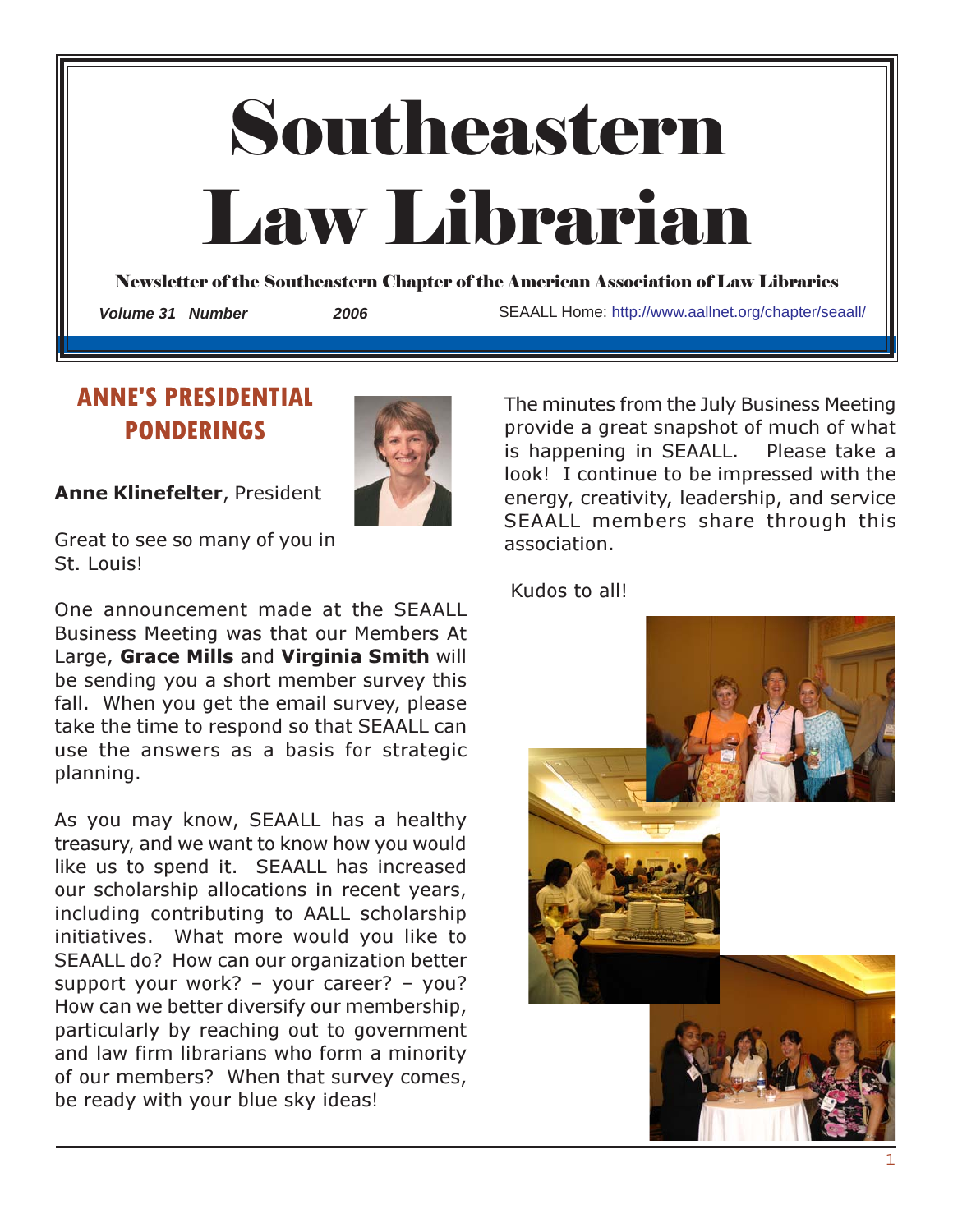# Southeastern Law Librarian

Newsletter of the Southeastern Chapter of the American Association of Law Libraries

*Volume 31 Number 2006* SEAALL Home: http://www.aallnet.org/chapter/seaall/

## ANNE'S PRESIDENTIAL PONDERINGS

**Anne Klinefelter**, President

Great to see so many of you in St. Louis!

One announcement made at the SEAALL Business Meeting was that our Members At Large, **Grace Mills** and **Virginia Smith** will be sending you a short member survey this fall. When you get the email survey, please take the time to respond so that SEAALL can use the answers as a basis for strategic planning.

As you may know, SEAALL has a healthy treasury, and we want to know how you would like us to spend it. SEAALL has increased our scholarship allocations in recent years, including contributing to AALL scholarship initiatives. What more would you like to SEAALL do? How can our organization better support your work? – your career? – you? How can we better diversify our membership, particularly by reaching out to government and law firm librarians who form a minority of our members? When that survey comes, be ready with your blue sky ideas!

The minutes from the July Business Meeting provide a great snapshot of much of what is happening in SEAALL. Please take a look! I continue to be impressed with the energy, creativity, leadership, and service SEAALL members share through this association.

Kudos to all!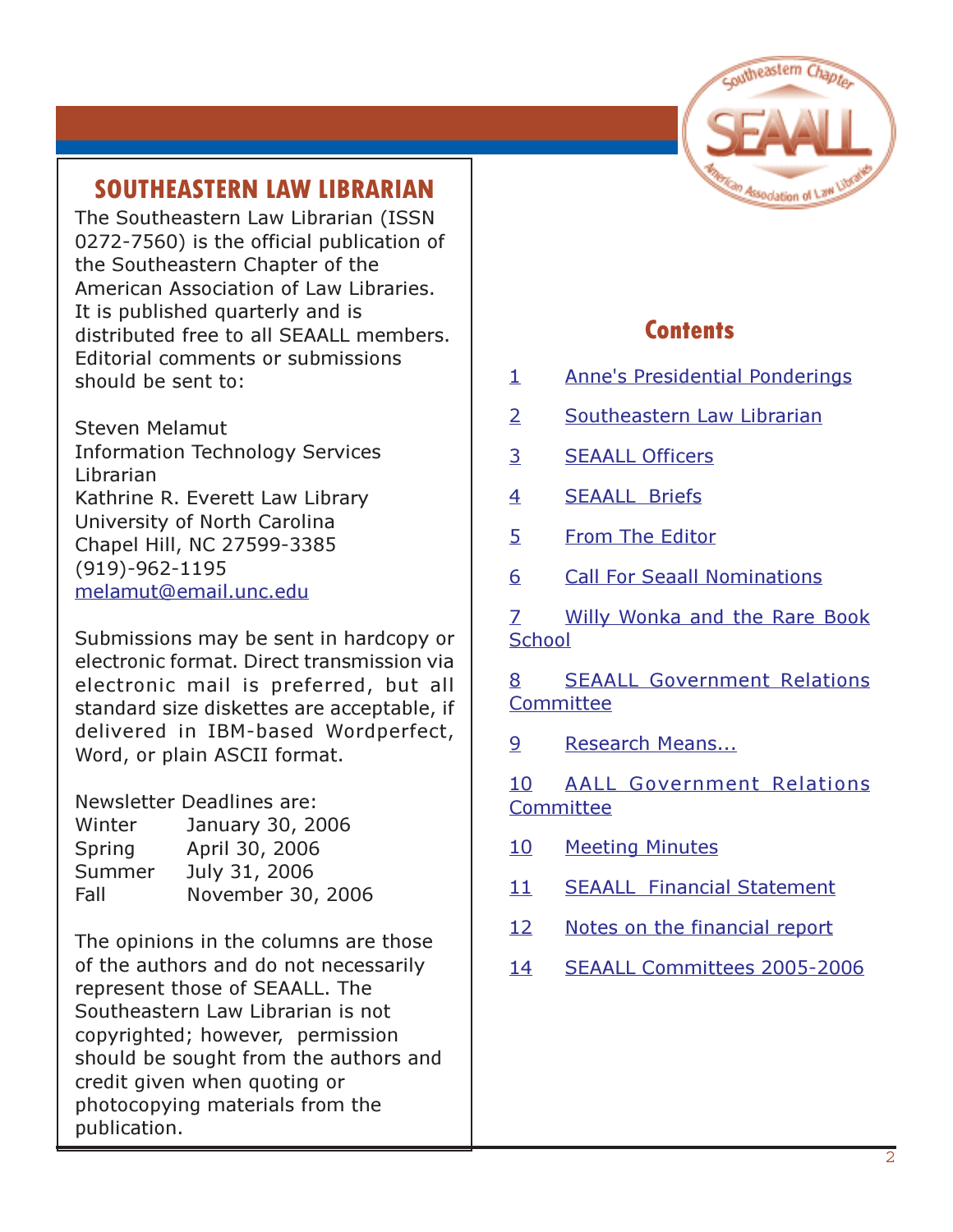## SOUTHEASTERN LAW LIBRARIAN

The Southeastern Law Librarian (ISSN 0272-7560) is the official publication of the Southeastern Chapter of the American Association of Law Libraries. It is published quarterly and is distributed free to all SEAALL members. Editorial comments or submissions should be sent to:

Steven Melamut
Information Technology Services Librarian
Kathrine R. Everett Law Library
University of North Carolina
Chapel Hill, NC 27599-3385
(919)-962-1195
melamut@email.unc.edu

Submissions may be sent in hardcopy or electronic format. Direct transmission via electronic mail is preferred, but all standard size diskettes are acceptable, if delivered in IBM-based Wordperfect, Word, or plain ASCII format.

Newsletter Deadlines are:

| | |
|---|---|
| Winter | January 30, 2006 |
| Spring | April 30, 2006 |
| Summer | July 31, 2006 |
| Fall | November 30, 2006 |

The opinions in the columns are those of the authors and do not necessarily represent those of SEAALL. The Southeastern Law Librarian is not copyrighted; however, permission should be sought from the authors and credit given when quoting or photocopying materials from the publication.

## Contents

- 1 Anne's Presidential Ponderings
- 2 Southeastern Law Librarian
- 3 SEAALL Officers
- 4 SEAALL Briefs
- 5 From The Editor
- 6 Call For Seaall Nominations
- 7 Willy Wonka and the Rare Book School
- 8 SEAALL Government Relations Committee
- 9 Research Means...
- 10 AALL Government Relations Committee
- 10 Meeting Minutes
- 11 SEAALL Financial Statement
- 12 Notes on the financial report
- 14 SEAALL Committees 2005-2006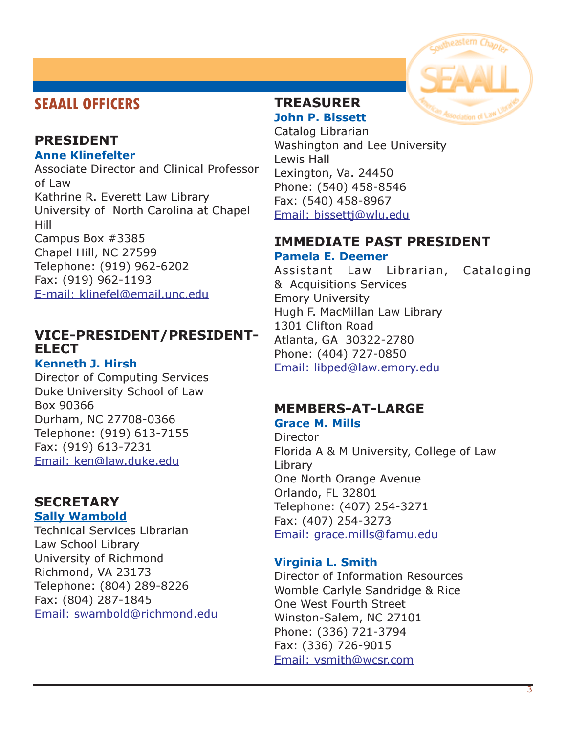## SEAALL OFFICERS

### PRESIDENT

**Anne Klinefelter**
Associate Director and Clinical Professor of Law
Kathrine R. Everett Law Library
University of North Carolina at Chapel Hill
Campus Box #3385
Chapel Hill, NC 27599
Telephone: (919) 962-6202
Fax: (919) 962-1193
E-mail: klinefel@email.unc.edu

### VICE-PRESIDENT/PRESIDENT-ELECT

**Kenneth J. Hirsh**
Director of Computing Services
Duke University School of Law
Box 90366
Durham, NC 27708-0366
Telephone: (919) 613-7155
Fax: (919) 613-7231
Email: ken@law.duke.edu

### SECRETARY

**Sally Wambold**
Technical Services Librarian
Law School Library
University of Richmond
Richmond, VA 23173
Telephone: (804) 289-8226
Fax: (804) 287-1845
Email: swambold@richmond.edu

### TREASURER

**John P. Bissett**
Catalog Librarian
Washington and Lee University
Lewis Hall
Lexington, Va. 24450
Phone: (540) 458-8546
Fax: (540) 458-8967
Email: bissettj@wlu.edu

### IMMEDIATE PAST PRESIDENT

**Pamela E. Deemer**
Assistant Law Librarian, Cataloging & Acquisitions Services
Emory University
Hugh F. MacMillan Law Library
1301 Clifton Road
Atlanta, GA 30322-2780
Phone: (404) 727-0850
Email: libped@law.emory.edu

### MEMBERS-AT-LARGE

**Grace M. Mills**
Director
Florida A & M University, College of Law Library
One North Orange Avenue
Orlando, FL 32801
Telephone: (407) 254-3271
Fax: (407) 254-3273
Email: grace.mills@famu.edu

**Virginia L. Smith**
Director of Information Resources
Womble Carlyle Sandridge & Rice
One West Fourth Street
Winston-Salem, NC 27101
Phone: (336) 721-3794
Fax: (336) 726-9015
Email: vsmith@wcsr.com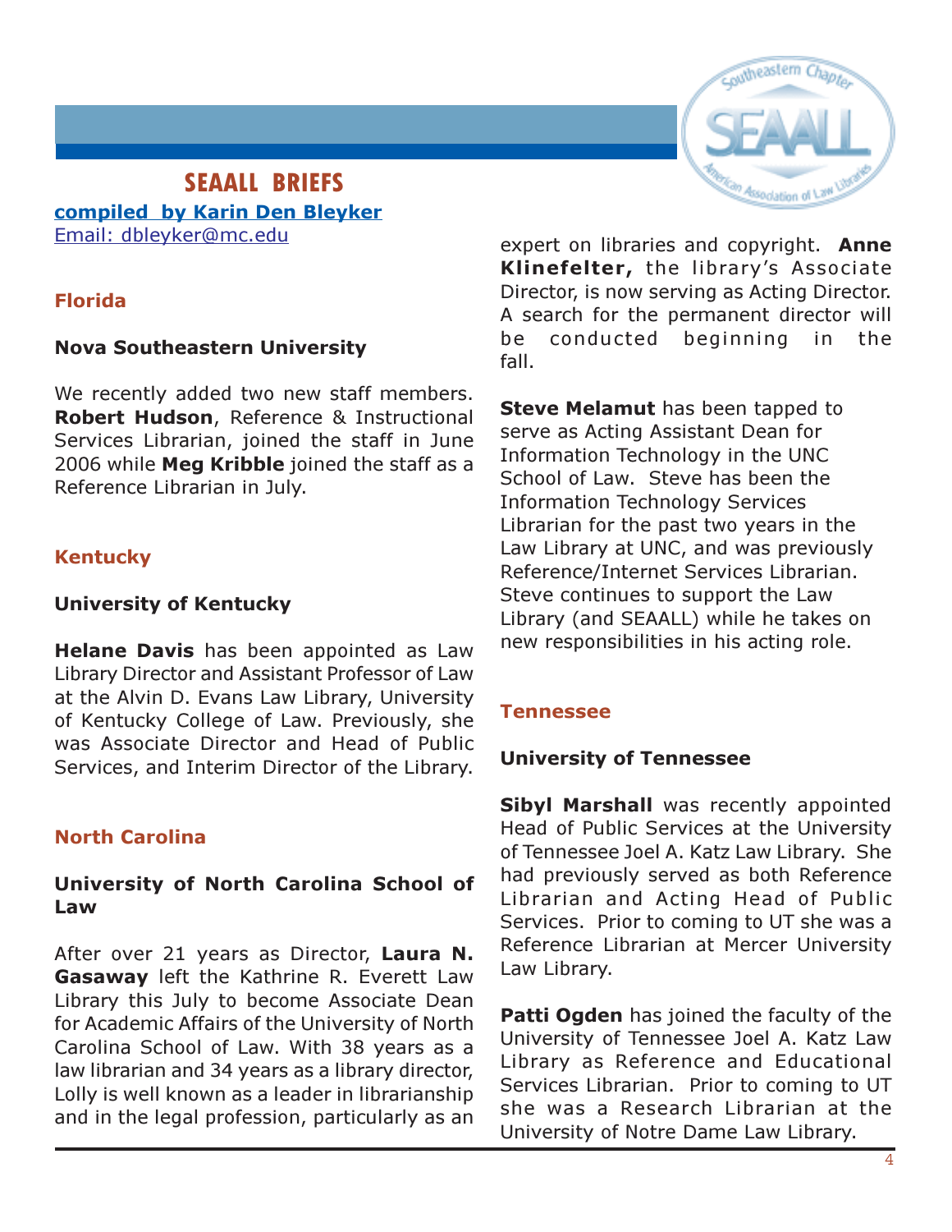## SEAALL BRIEFS

**compiled by Karin Den Bleyker**
Email: dbleyker@mc.edu

### Florida

**Nova Southeastern University**

We recently added two new staff members. **Robert Hudson**, Reference & Instructional Services Librarian, joined the staff in June 2006 while **Meg Kribble** joined the staff as a Reference Librarian in July.

### Kentucky

**University of Kentucky**

**Helane Davis** has been appointed as Law Library Director and Assistant Professor of Law at the Alvin D. Evans Law Library, University of Kentucky College of Law. Previously, she was Associate Director and Head of Public Services, and Interim Director of the Library.

### North Carolina

**University of North Carolina School of Law**

After over 21 years as Director, **Laura N. Gasaway** left the Kathrine R. Everett Law Library this July to become Associate Dean for Academic Affairs of the University of North Carolina School of Law. With 38 years as a law librarian and 34 years as a library director, Lolly is well known as a leader in librarianship and in the legal profession, particularly as an expert on libraries and copyright. **Anne Klinefelter,** the library's Associate Director, is now serving as Acting Director. A search for the permanent director will be conducted beginning in the fall.

**Steve Melamut** has been tapped to serve as Acting Assistant Dean for Information Technology in the UNC School of Law. Steve has been the Information Technology Services Librarian for the past two years in the Law Library at UNC, and was previously Reference/Internet Services Librarian. Steve continues to support the Law Library (and SEAALL) while he takes on new responsibilities in his acting role.

### Tennessee

**University of Tennessee**

**Sibyl Marshall** was recently appointed Head of Public Services at the University of Tennessee Joel A. Katz Law Library. She had previously served as both Reference Librarian and Acting Head of Public Services. Prior to coming to UT she was a Reference Librarian at Mercer University Law Library.

**Patti Ogden** has joined the faculty of the University of Tennessee Joel A. Katz Law Library as Reference and Educational Services Librarian. Prior to coming to UT she was a Research Librarian at the University of Notre Dame Law Library.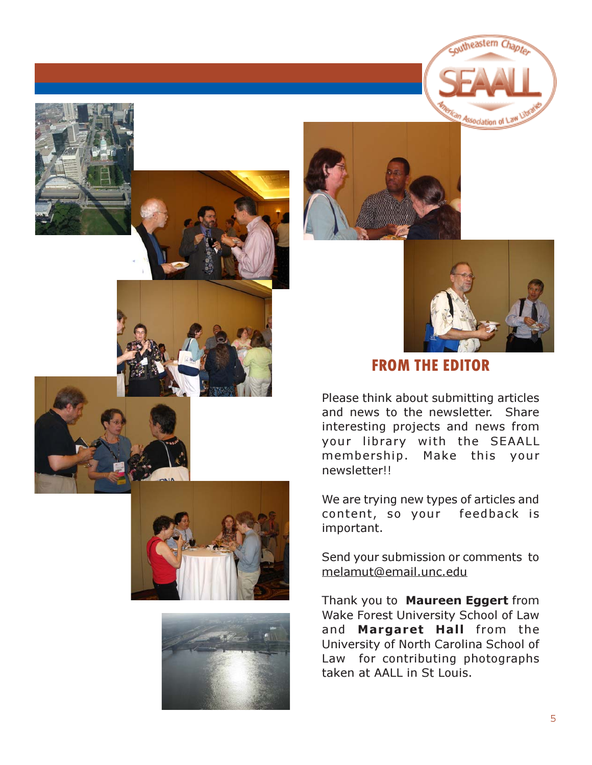## FROM THE EDITOR

Please think about submitting articles and news to the newsletter. Share interesting projects and news from your library with the SEAALL membership. Make this your newsletter!!

We are trying new types of articles and content, so your feedback is important.

Send your submission or comments to melamut@email.unc.edu

Thank you to **Maureen Eggert** from Wake Forest University School of Law and **Margaret Hall** from the University of North Carolina School of Law for contributing photographs taken at AALL in St Louis.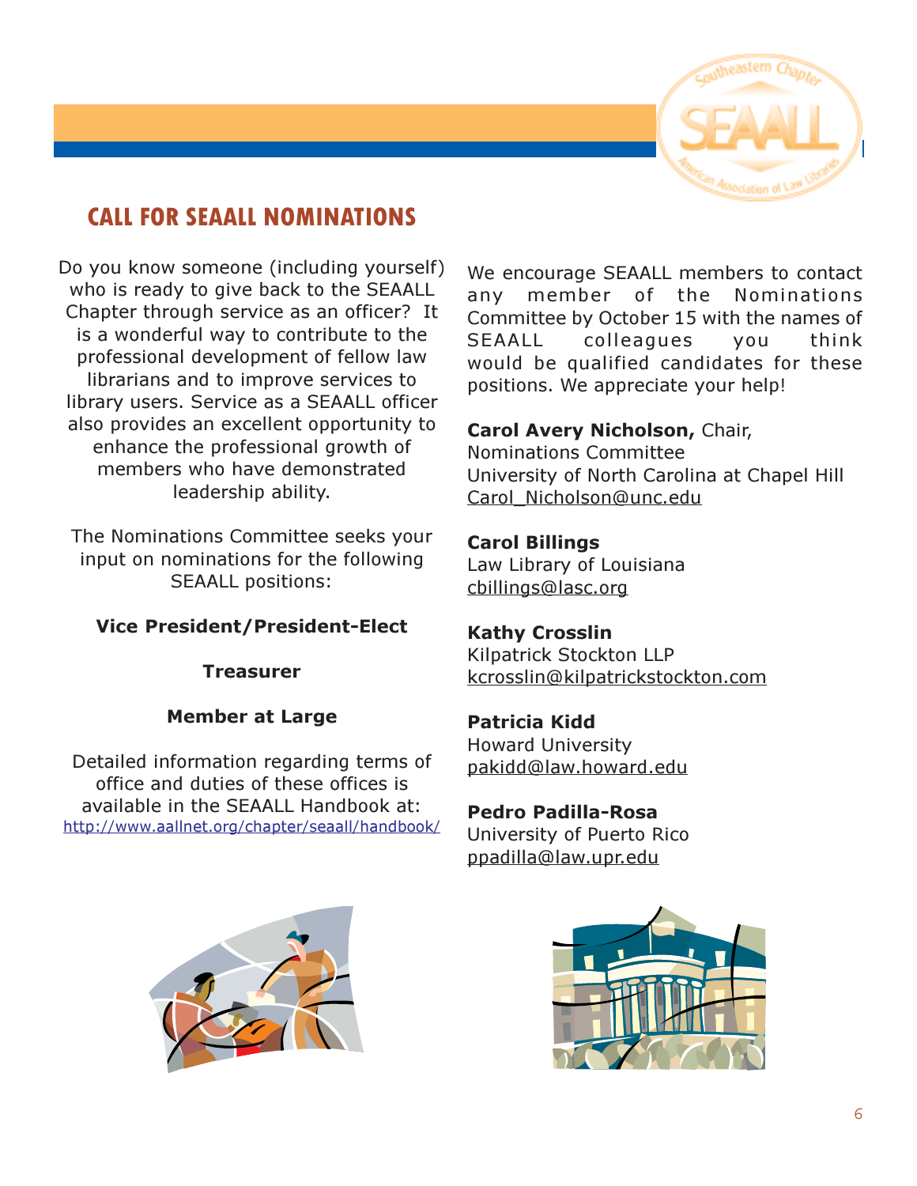# CALL FOR SEAALL NOMINATIONS

Do you know someone (including yourself) who is ready to give back to the SEAALL Chapter through service as an officer? It is a wonderful way to contribute to the professional development of fellow law librarians and to improve services to library users. Service as a SEAALL officer also provides an excellent opportunity to enhance the professional growth of members who have demonstrated leadership ability.

The Nominations Committee seeks your input on nominations for the following SEAALL positions:

**Vice President/President-Elect**

**Treasurer**

**Member at Large**

Detailed information regarding terms of office and duties of these offices is available in the SEAALL Handbook at: http://www.aallnet.org/chapter/seaall/handbook/

We encourage SEAALL members to contact any member of the Nominations Committee by October 15 with the names of SEAALL colleagues you think would be qualified candidates for these positions. We appreciate your help!

**Carol Avery Nicholson,** Chair, Nominations Committee
University of North Carolina at Chapel Hill
Carol_Nicholson@unc.edu

**Carol Billings**
Law Library of Louisiana
cbillings@lasc.org

**Kathy Crosslin**
Kilpatrick Stockton LLP
kcrosslin@kilpatrickstockton.com

**Patricia Kidd**
Howard University
pakidd@law.howard.edu

**Pedro Padilla-Rosa**
University of Puerto Rico
ppadilla@law.upr.edu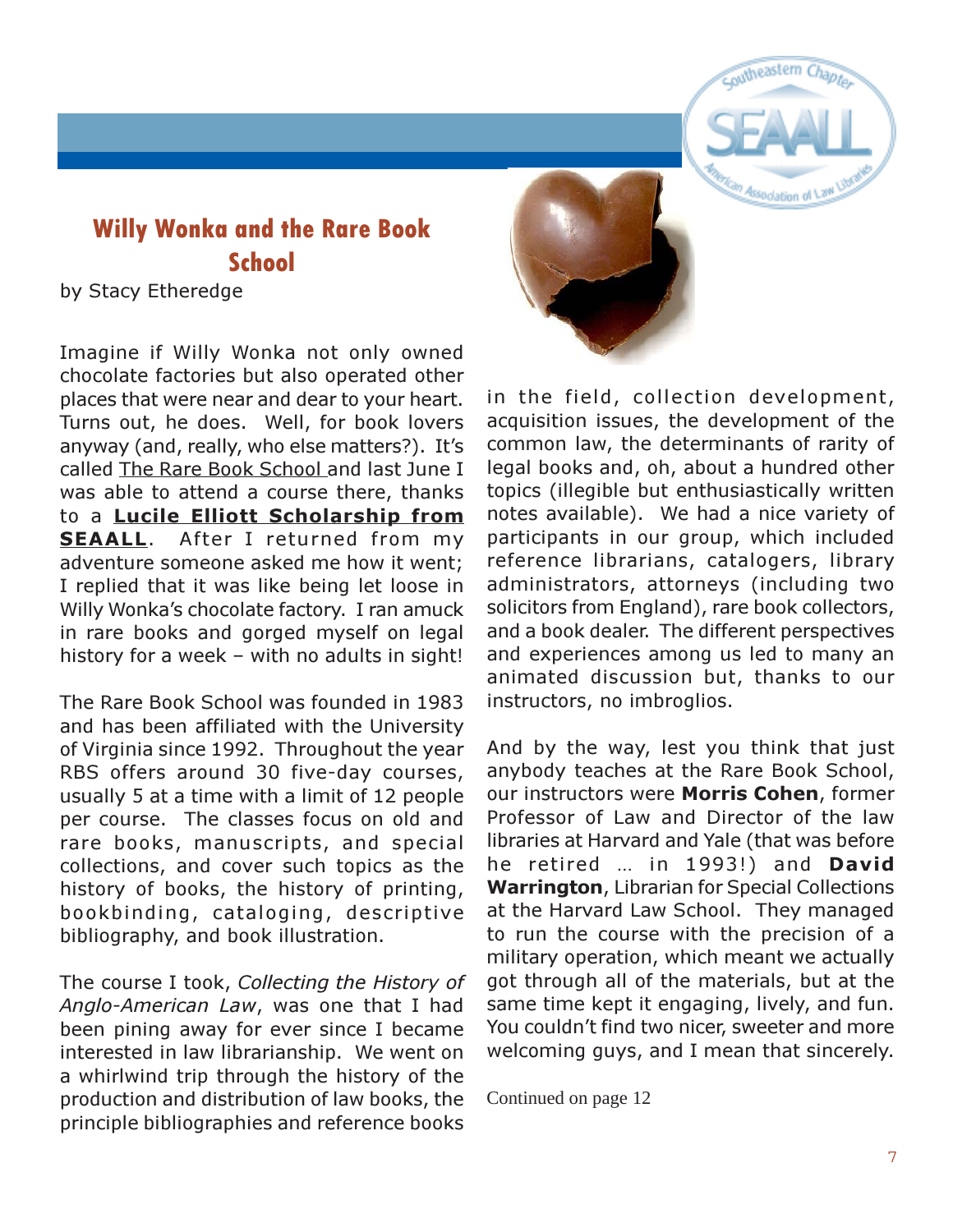## Willy Wonka and the Rare Book School

by Stacy Etheredge

Imagine if Willy Wonka not only owned chocolate factories but also operated other places that were near and dear to your heart. Turns out, he does. Well, for book lovers anyway (and, really, who else matters?). It's called The Rare Book School and last June I was able to attend a course there, thanks to a **Lucile Elliott Scholarship from SEAALL**. After I returned from my adventure someone asked me how it went; I replied that it was like being let loose in Willy Wonka's chocolate factory. I ran amuck in rare books and gorged myself on legal history for a week – with no adults in sight!

The Rare Book School was founded in 1983 and has been affiliated with the University of Virginia since 1992. Throughout the year RBS offers around 30 five-day courses, usually 5 at a time with a limit of 12 people per course. The classes focus on old and rare books, manuscripts, and special collections, and cover such topics as the history of books, the history of printing, bookbinding, cataloging, descriptive bibliography, and book illustration.

The course I took, *Collecting the History of Anglo-American Law*, was one that I had been pining away for ever since I became interested in law librarianship. We went on a whirlwind trip through the history of the production and distribution of law books, the principle bibliographies and reference books in the field, collection development, acquisition issues, the development of the common law, the determinants of rarity of legal books and, oh, about a hundred other topics (illegible but enthusiastically written notes available). We had a nice variety of participants in our group, which included reference librarians, catalogers, library administrators, attorneys (including two solicitors from England), rare book collectors, and a book dealer. The different perspectives and experiences among us led to many an animated discussion but, thanks to our instructors, no imbroglios.

And by the way, lest you think that just anybody teaches at the Rare Book School, our instructors were **Morris Cohen**, former Professor of Law and Director of the law libraries at Harvard and Yale (that was before he retired … in 1993!) and **David Warrington**, Librarian for Special Collections at the Harvard Law School. They managed to run the course with the precision of a military operation, which meant we actually got through all of the materials, but at the same time kept it engaging, lively, and fun. You couldn't find two nicer, sweeter and more welcoming guys, and I mean that sincerely.

Continued on page 12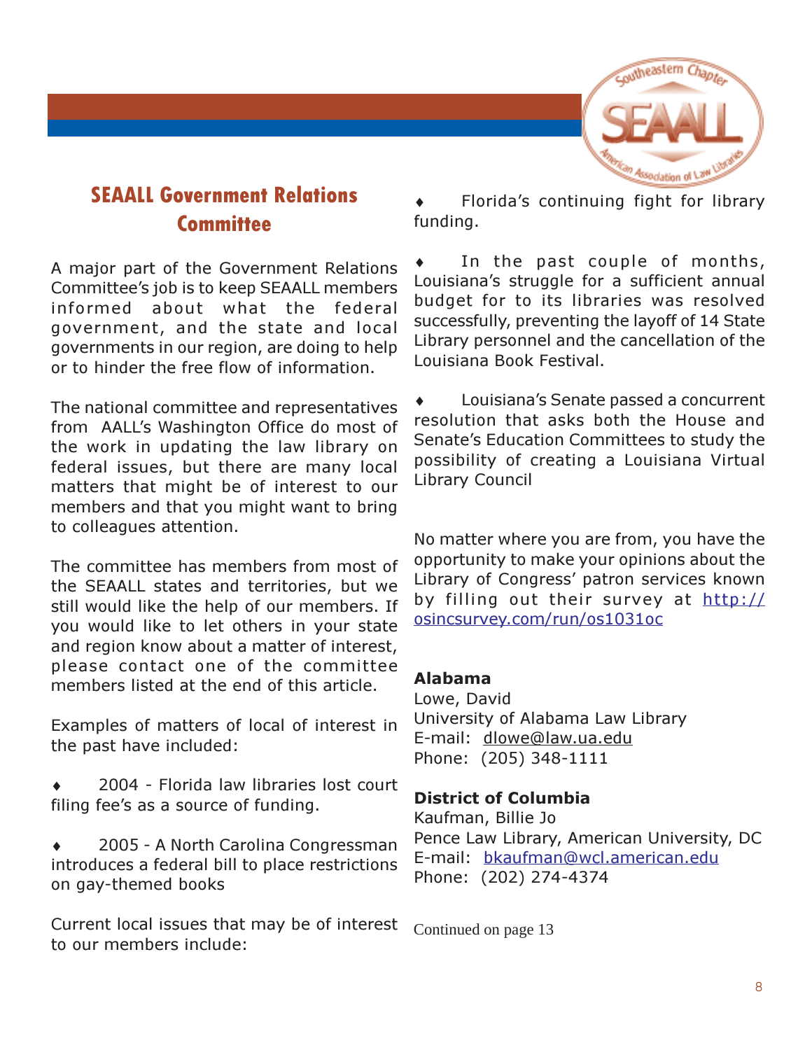## SEAALL Government Relations Committee

A major part of the Government Relations Committee's job is to keep SEAALL members informed about what the federal government, and the state and local governments in our region, are doing to help or to hinder the free flow of information.

The national committee and representatives from AALL's Washington Office do most of the work in updating the law library on federal issues, but there are many local matters that might be of interest to our members and that you might want to bring to colleagues attention.

The committee has members from most of the SEAALL states and territories, but we still would like the help of our members. If you would like to let others in your state and region know about a matter of interest, please contact one of the committee members listed at the end of this article.

Examples of matters of local of interest in the past have included:

- 2004 - Florida law libraries lost court filing fee's as a source of funding.
- 2005 - A North Carolina Congressman introduces a federal bill to place restrictions on gay-themed books

Current local issues that may be of interest to our members include:

- Florida's continuing fight for library funding.
- In the past couple of months, Louisiana's struggle for a sufficient annual budget for to its libraries was resolved successfully, preventing the layoff of 14 State Library personnel and the cancellation of the Louisiana Book Festival.
- Louisiana's Senate passed a concurrent resolution that asks both the House and Senate's Education Committees to study the possibility of creating a Louisiana Virtual Library Council

No matter where you are from, you have the opportunity to make your opinions about the Library of Congress' patron services known by filling out their survey at http://osincsurvey.com/run/os1031oc

**Alabama**
Lowe, David
University of Alabama Law Library
E-mail: dlowe@law.ua.edu
Phone: (205) 348-1111

**District of Columbia**
Kaufman, Billie Jo
Pence Law Library, American University, DC
E-mail: bkaufman@wcl.american.edu
Phone: (202) 274-4374

Continued on page 13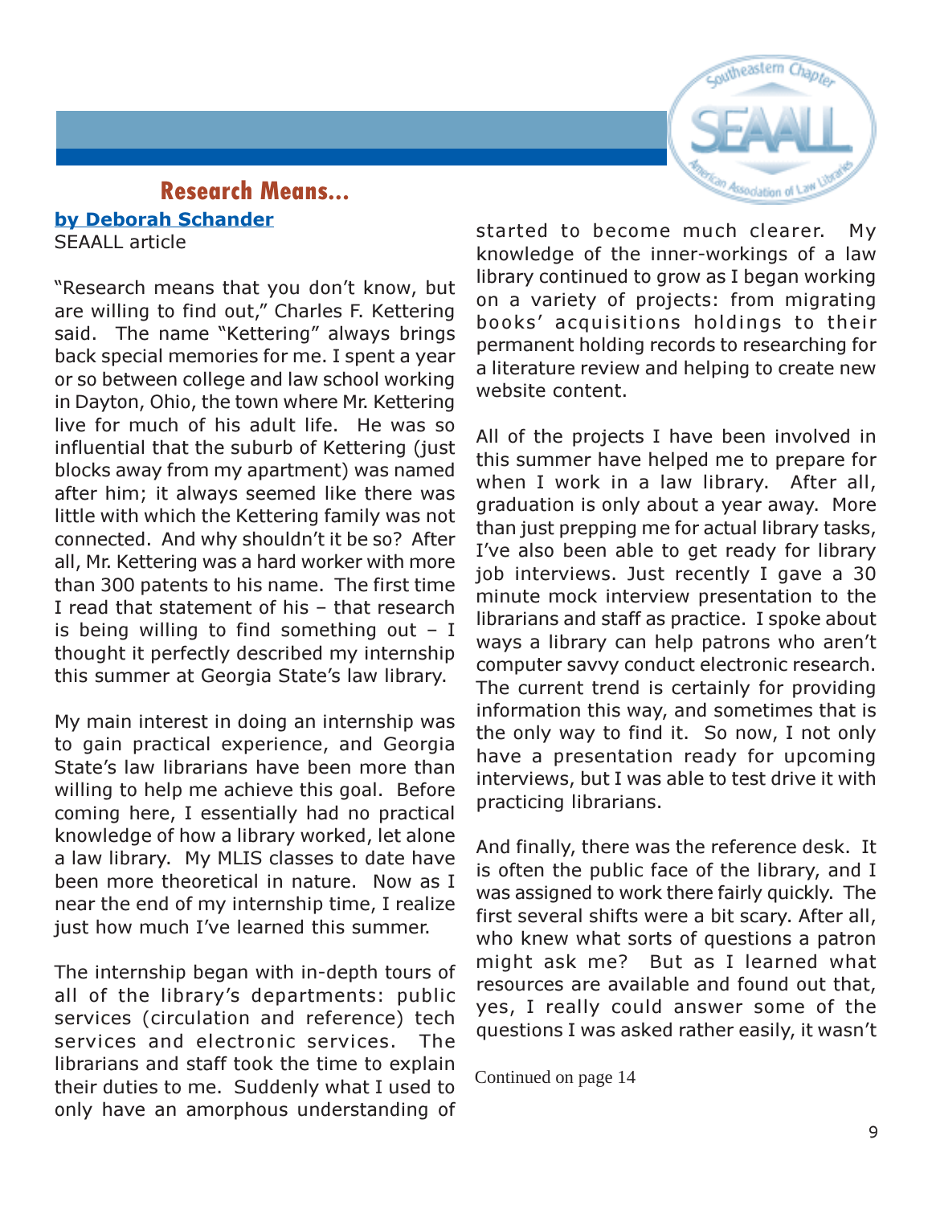## Research Means...

**by Deborah Schander**

SEAALL article

"Research means that you don't know, but are willing to find out," Charles F. Kettering said. The name "Kettering" always brings back special memories for me. I spent a year or so between college and law school working in Dayton, Ohio, the town where Mr. Kettering live for much of his adult life. He was so influential that the suburb of Kettering (just blocks away from my apartment) was named after him; it always seemed like there was little with which the Kettering family was not connected. And why shouldn't it be so? After all, Mr. Kettering was a hard worker with more than 300 patents to his name. The first time I read that statement of his – that research is being willing to find something out – I thought it perfectly described my internship this summer at Georgia State's law library.

My main interest in doing an internship was to gain practical experience, and Georgia State's law librarians have been more than willing to help me achieve this goal. Before coming here, I essentially had no practical knowledge of how a library worked, let alone a law library. My MLIS classes to date have been more theoretical in nature. Now as I near the end of my internship time, I realize just how much I've learned this summer.

The internship began with in-depth tours of all of the library's departments: public services (circulation and reference) tech services and electronic services. The librarians and staff took the time to explain their duties to me. Suddenly what I used to only have an amorphous understanding of started to become much clearer. My knowledge of the inner-workings of a law library continued to grow as I began working on a variety of projects: from migrating books' acquisitions holdings to their permanent holding records to researching for a literature review and helping to create new website content.

All of the projects I have been involved in this summer have helped me to prepare for when I work in a law library. After all, graduation is only about a year away. More than just prepping me for actual library tasks, I've also been able to get ready for library job interviews. Just recently I gave a 30 minute mock interview presentation to the librarians and staff as practice. I spoke about ways a library can help patrons who aren't computer savvy conduct electronic research. The current trend is certainly for providing information this way, and sometimes that is the only way to find it. So now, I not only have a presentation ready for upcoming interviews, but I was able to test drive it with practicing librarians.

And finally, there was the reference desk. It is often the public face of the library, and I was assigned to work there fairly quickly. The first several shifts were a bit scary. After all, who knew what sorts of questions a patron might ask me? But as I learned what resources are available and found out that, yes, I really could answer some of the questions I was asked rather easily, it wasn't

Continued on page 14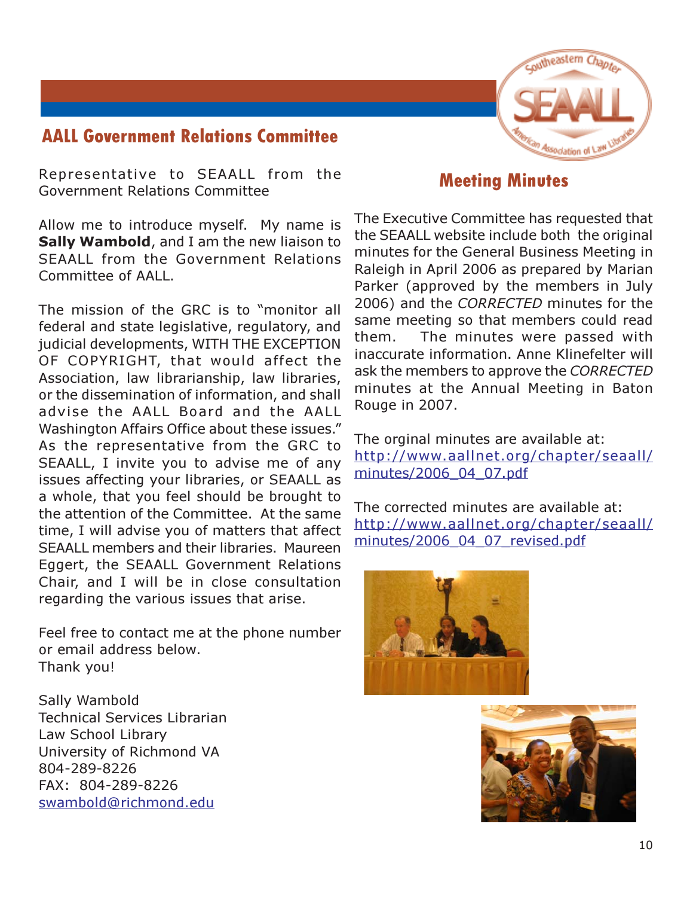## AALL Government Relations Committee

Representative to SEAALL from the Government Relations Committee

Allow me to introduce myself. My name is **Sally Wambold**, and I am the new liaison to SEAALL from the Government Relations Committee of AALL.

The mission of the GRC is to "monitor all federal and state legislative, regulatory, and judicial developments, WITH THE EXCEPTION OF COPYRIGHT, that would affect the Association, law librarianship, law libraries, or the dissemination of information, and shall advise the AALL Board and the AALL Washington Affairs Office about these issues." As the representative from the GRC to SEAALL, I invite you to advise me of any issues affecting your libraries, or SEAALL as a whole, that you feel should be brought to the attention of the Committee. At the same time, I will advise you of matters that affect SEAALL members and their libraries. Maureen Eggert, the SEAALL Government Relations Chair, and I will be in close consultation regarding the various issues that arise.

Feel free to contact me at the phone number or email address below.
Thank you!

Sally Wambold
Technical Services Librarian
Law School Library
University of Richmond VA
804-289-8226
FAX: 804-289-8226
swambold@richmond.edu

## Meeting Minutes

The Executive Committee has requested that the SEAALL website include both the original minutes for the General Business Meeting in Raleigh in April 2006 as prepared by Marian Parker (approved by the members in July 2006) and the *CORRECTED* minutes for the same meeting so that members could read them. The minutes were passed with inaccurate information. Anne Klinefelter will ask the members to approve the *CORRECTED* minutes at the Annual Meeting in Baton Rouge in 2007.

The orginal minutes are available at:
http://www.aallnet.org/chapter/seaall/minutes/2006_04_07.pdf

The corrected minutes are available at:
http://www.aallnet.org/chapter/seaall/minutes/2006_04_07_revised.pdf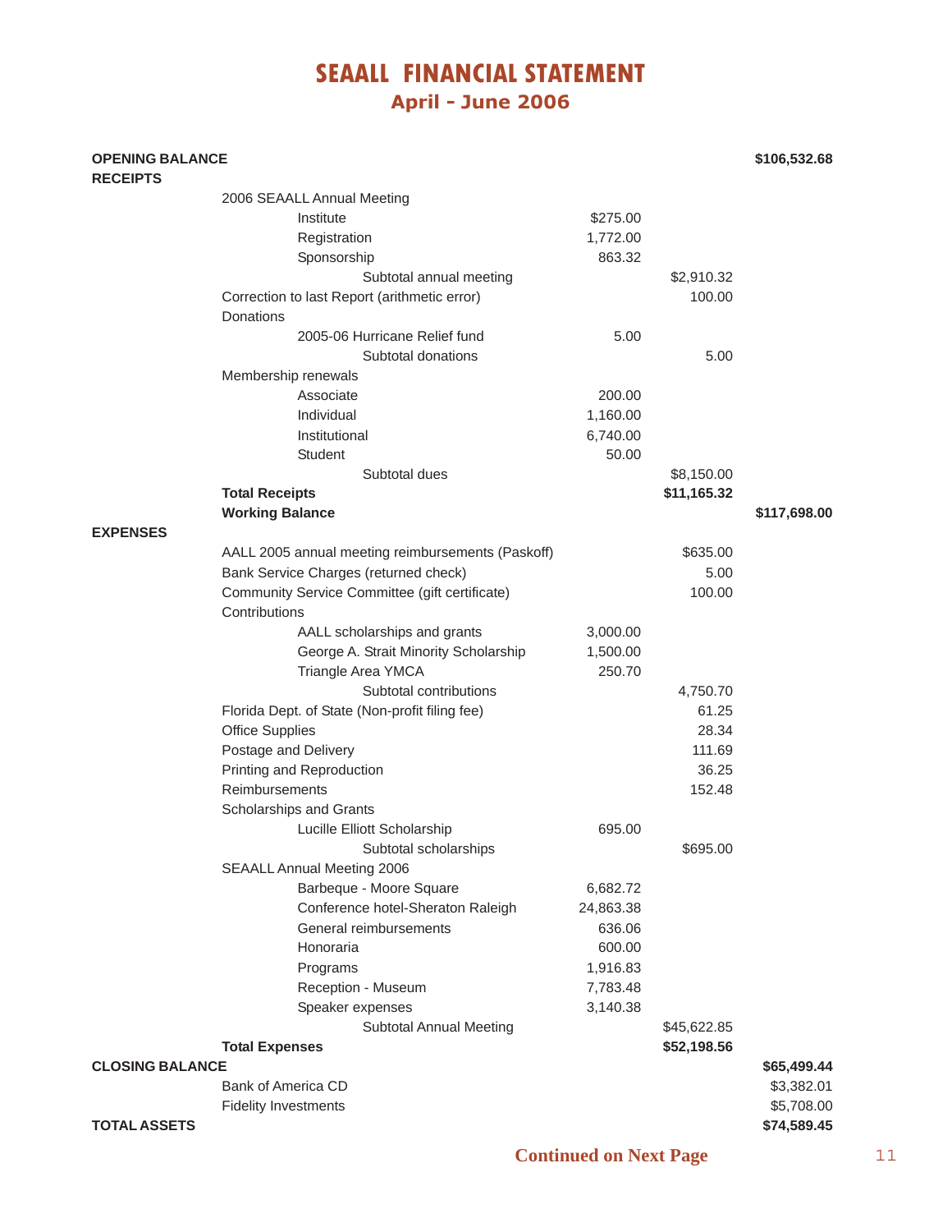# SEAALL FINANCIAL STATEMENT

## April - June 2006

| | | | | |
|---|---|---|---|---|
| **OPENING BALANCE** | | | | **$106,532.68** |
| **RECEIPTS** | | | | |
| | 2006 SEAALL Annual Meeting | | | |
| | Institute | $275.00 | | |
| | Registration | 1,772.00 | | |
| | Sponsorship | 863.32 | | |
| | Subtotal annual meeting | | $2,910.32 | |
| | Correction to last Report (arithmetic error) | | 100.00 | |
| | Donations | | | |
| | 2005-06 Hurricane Relief fund | 5.00 | | |
| | Subtotal donations | | 5.00 | |
| | Membership renewals | | | |
| | Associate | 200.00 | | |
| | Individual | 1,160.00 | | |
| | Institutional | 6,740.00 | | |
| | Student | 50.00 | | |
| | Subtotal dues | | $8,150.00 | |
| | **Total Receipts** | | **$11,165.32** | |
| | **Working Balance** | | | **$117,698.00** |
| **EXPENSES** | | | | |
| | AALL 2005 annual meeting reimbursements (Paskoff) | | $635.00 | |
| | Bank Service Charges (returned check) | | 5.00 | |
| | Community Service Committee (gift certificate) | | 100.00 | |
| | Contributions | | | |
| | AALL scholarships and grants | 3,000.00 | | |
| | George A. Strait Minority Scholarship | 1,500.00 | | |
| | Triangle Area YMCA | 250.70 | | |
| | Subtotal contributions | | 4,750.70 | |
| | Florida Dept. of State (Non-profit filing fee) | | 61.25 | |
| | Office Supplies | | 28.34 | |
| | Postage and Delivery | | 111.69 | |
| | Printing and Reproduction | | 36.25 | |
| | Reimbursements | | 152.48 | |
| | Scholarships and Grants | | | |
| | Lucille Elliott Scholarship | 695.00 | | |
| | Subtotal scholarships | | $695.00 | |
| | SEAALL Annual Meeting 2006 | | | |
| | Barbeque - Moore Square | 6,682.72 | | |
| | Conference hotel-Sheraton Raleigh | 24,863.38 | | |
| | General reimbursements | 636.06 | | |
| | Honoraria | 600.00 | | |
| | Programs | 1,916.83 | | |
| | Reception - Museum | 7,783.48 | | |
| | Speaker expenses | 3,140.38 | | |
| | Subtotal Annual Meeting | | $45,622.85 | |
| | **Total Expenses** | | **$52,198.56** | |
| **CLOSING BALANCE** | | | | **$65,499.44** |
| | Bank of America CD | | | $3,382.01 |
| | Fidelity Investments | | | $5,708.00 |
| **TOTAL ASSETS** | | | | **$74,589.45** |

**Continued on Next Page**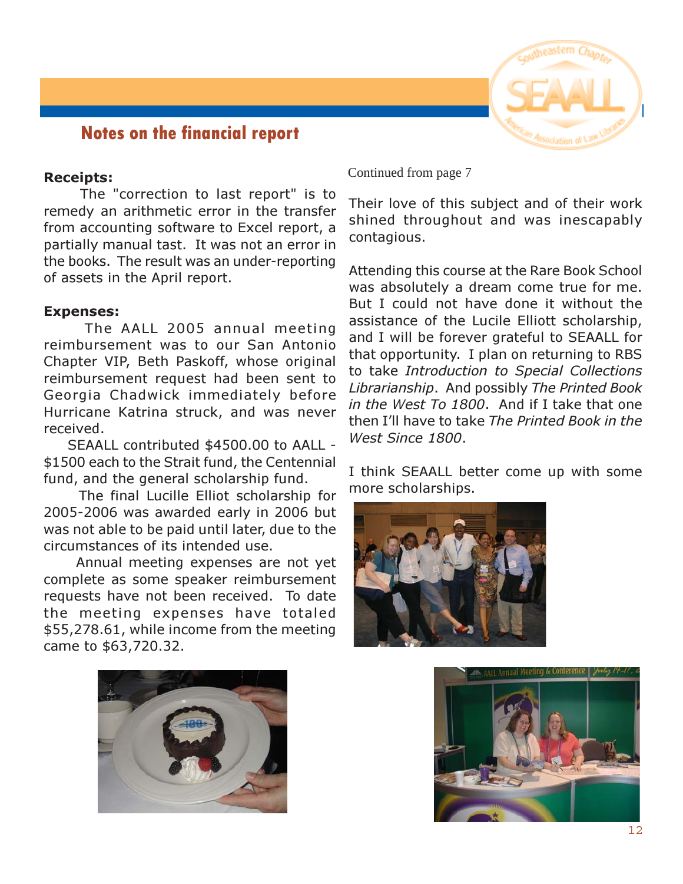## Notes on the financial report

**Receipts:**

The "correction to last report" is to remedy an arithmetic error in the transfer from accounting software to Excel report, a partially manual tast. It was not an error in the books. The result was an under-reporting of assets in the April report.

**Expenses:**

The AALL 2005 annual meeting reimbursement was to our San Antonio Chapter VIP, Beth Paskoff, whose original reimbursement request had been sent to Georgia Chadwick immediately before Hurricane Katrina struck, and was never received.

SEAALL contributed $4500.00 to AALL - $1500 each to the Strait fund, the Centennial fund, and the general scholarship fund.

The final Lucille Elliot scholarship for 2005-2006 was awarded early in 2006 but was not able to be paid until later, due to the circumstances of its intended use.

Annual meeting expenses are not yet complete as some speaker reimbursement requests have not been received. To date the meeting expenses have totaled $55,278.61, while income from the meeting came to $63,720.32.

Continued from page 7

Their love of this subject and of their work shined throughout and was inescapably contagious.

Attending this course at the Rare Book School was absolutely a dream come true for me. But I could not have done it without the assistance of the Lucile Elliott scholarship, and I will be forever grateful to SEAALL for that opportunity. I plan on returning to RBS to take *Introduction to Special Collections Librarianship*. And possibly *The Printed Book in the West To 1800*. And if I take that one then I'll have to take *The Printed Book in the West Since 1800*.

I think SEAALL better come up with some more scholarships.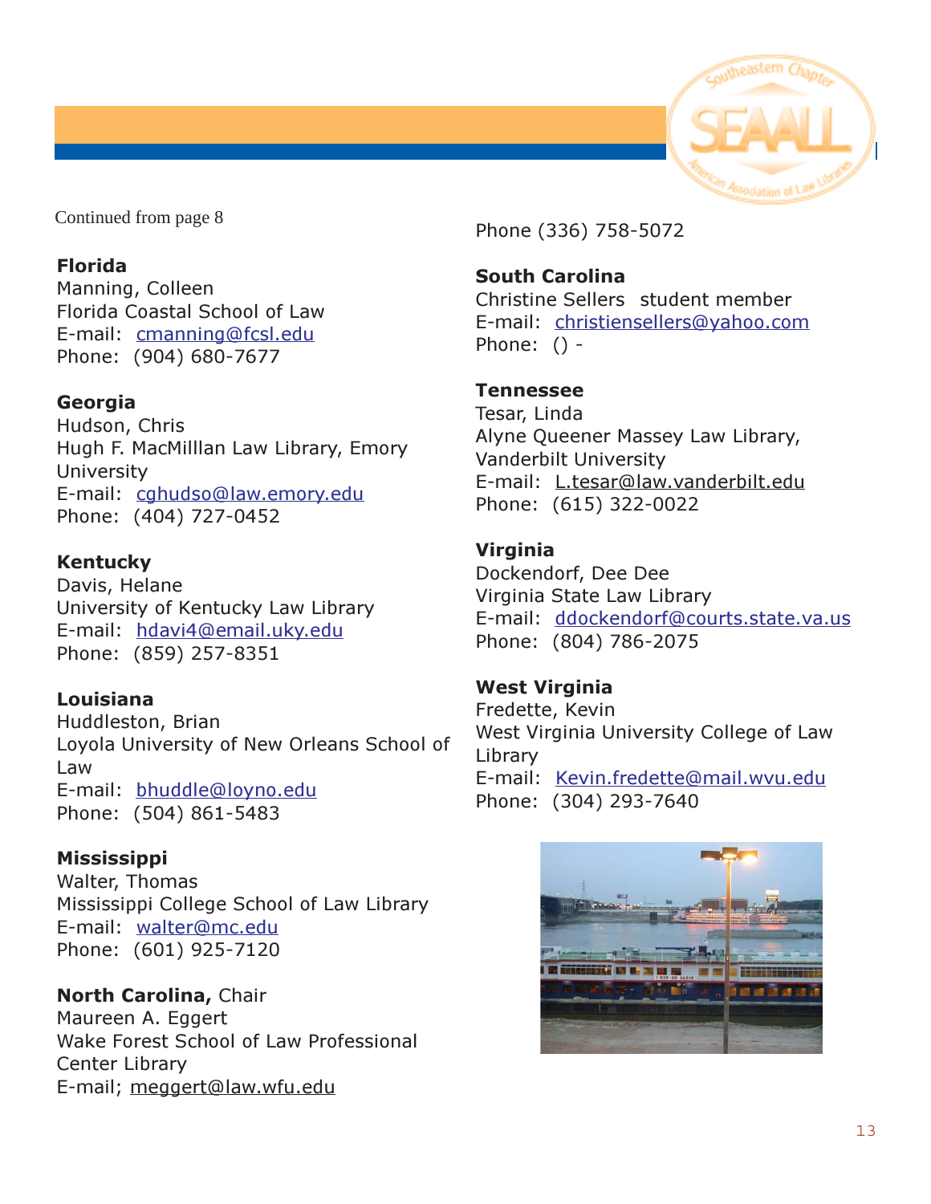Continued from page 8

**Florida**
Manning, Colleen
Florida Coastal School of Law
E-mail: cmanning@fcsl.edu
Phone: (904) 680-7677

**Georgia**
Hudson, Chris
Hugh F. MacMilllan Law Library, Emory University
E-mail: cghudso@law.emory.edu
Phone: (404) 727-0452

**Kentucky**
Davis, Helane
University of Kentucky Law Library
E-mail: hdavi4@email.uky.edu
Phone: (859) 257-8351

**Louisiana**
Huddleston, Brian
Loyola University of New Orleans School of Law
E-mail: bhuddle@loyno.edu
Phone: (504) 861-5483

**Mississippi**
Walter, Thomas
Mississippi College School of Law Library
E-mail: walter@mc.edu
Phone: (601) 925-7120

**North Carolina,** Chair
Maureen A. Eggert
Wake Forest School of Law Professional Center Library
E-mail; meggert@law.wfu.edu
Phone (336) 758-5072

**South Carolina**
Christine Sellers student member
E-mail: christiensellers@yahoo.com
Phone: () -

**Tennessee**
Tesar, Linda
Alyne Queener Massey Law Library, Vanderbilt University
E-mail: L.tesar@law.vanderbilt.edu
Phone: (615) 322-0022

**Virginia**
Dockendorf, Dee Dee
Virginia State Law Library
E-mail: ddockendorf@courts.state.va.us
Phone: (804) 786-2075

**West Virginia**
Fredette, Kevin
West Virginia University College of Law Library
E-mail: Kevin.fredette@mail.wvu.edu
Phone: (304) 293-7640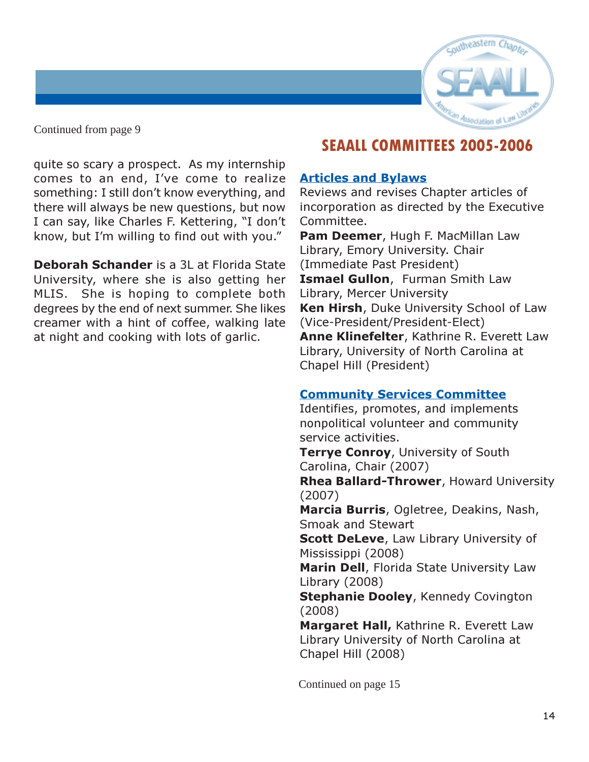Continued from page 9

quite so scary a prospect. As my internship comes to an end, I've come to realize something: I still don't know everything, and there will always be new questions, but now I can say, like Charles F. Kettering, "I don't know, but I'm willing to find out with you."

**Deborah Schander** is a 3L at Florida State University, where she is also getting her MLIS. She is hoping to complete both degrees by the end of next summer. She likes creamer with a hint of coffee, walking late at night and cooking with lots of garlic.

## SEAALL COMMITTEES 2005-2006

### Articles and Bylaws

Reviews and revises Chapter articles of incorporation as directed by the Executive Committee.

**Pam Deemer**, Hugh F. MacMillan Law Library, Emory University. Chair (Immediate Past President)
**Ismael Gullon**, Furman Smith Law Library, Mercer University
**Ken Hirsh**, Duke University School of Law (Vice-President/President-Elect)
**Anne Klinefelter**, Kathrine R. Everett Law Library, University of North Carolina at Chapel Hill (President)

### Community Services Committee

Identifies, promotes, and implements nonpolitical volunteer and community service activities.

**Terrye Conroy**, University of South Carolina, Chair (2007)
**Rhea Ballard-Thrower**, Howard University (2007)
**Marcia Burris**, Ogletree, Deakins, Nash, Smoak and Stewart
**Scott DeLeve**, Law Library University of Mississippi (2008)
**Marin Dell**, Florida State University Law Library (2008)
**Stephanie Dooley**, Kennedy Covington (2008)
**Margaret Hall,** Kathrine R. Everett Law Library University of North Carolina at Chapel Hill (2008)

Continued on page 15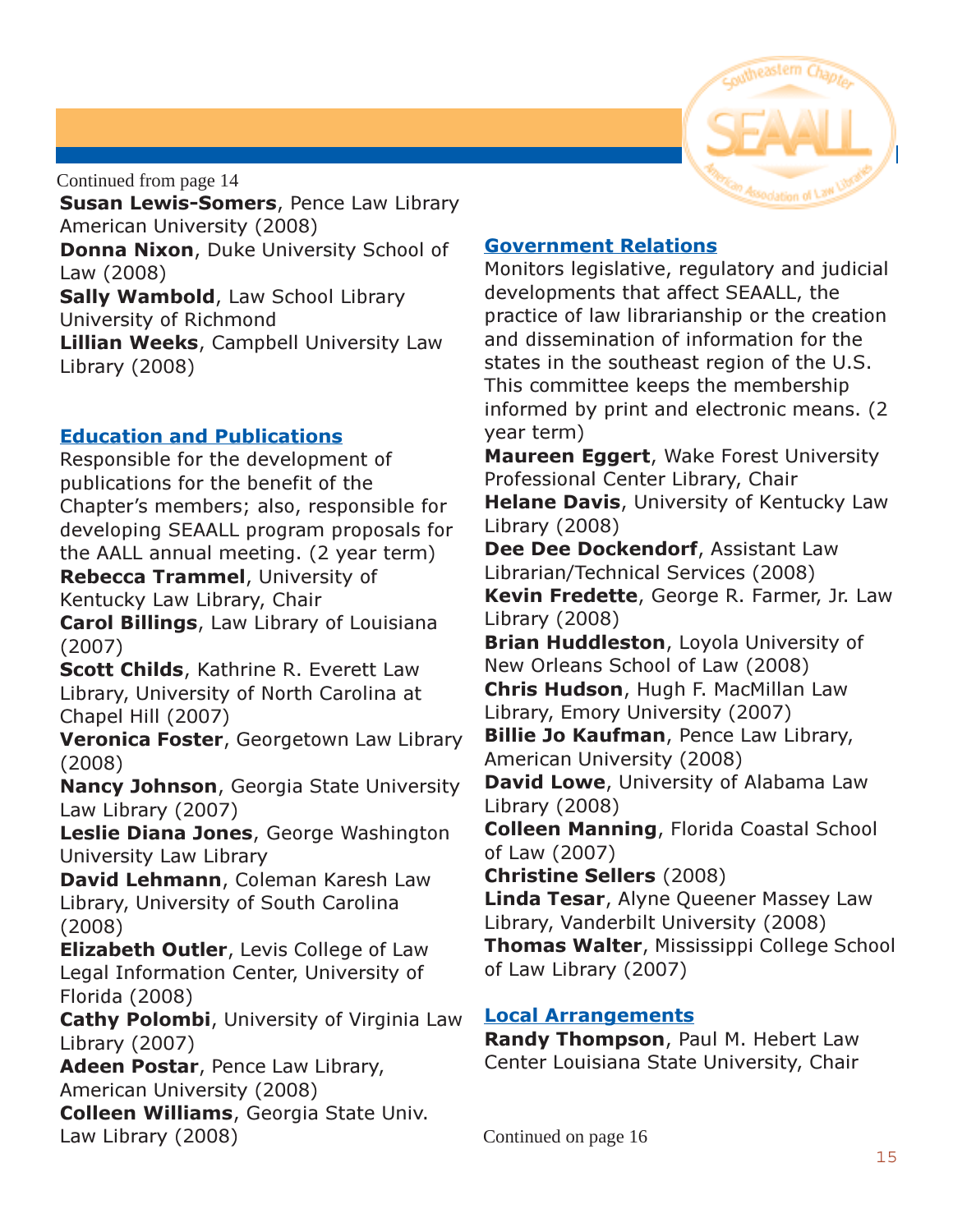Continued from page 14

**Susan Lewis-Somers**, Pence Law Library American University (2008)
**Donna Nixon**, Duke University School of Law (2008)
**Sally Wambold**, Law School Library University of Richmond
**Lillian Weeks**, Campbell University Law Library (2008)

## Education and Publications

Responsible for the development of publications for the benefit of the Chapter's members; also, responsible for developing SEAALL program proposals for the AALL annual meeting. (2 year term)

**Rebecca Trammel**, University of Kentucky Law Library, Chair
**Carol Billings**, Law Library of Louisiana (2007)
**Scott Childs**, Kathrine R. Everett Law Library, University of North Carolina at Chapel Hill (2007)
**Veronica Foster**, Georgetown Law Library (2008)
**Nancy Johnson**, Georgia State University Law Library (2007)
**Leslie Diana Jones**, George Washington University Law Library
**David Lehmann**, Coleman Karesh Law Library, University of South Carolina (2008)
**Elizabeth Outler**, Levis College of Law Legal Information Center, University of Florida (2008)
**Cathy Polombi**, University of Virginia Law Library (2007)
**Adeen Postar**, Pence Law Library, American University (2008)
**Colleen Williams**, Georgia State Univ. Law Library (2008)

## Government Relations

Monitors legislative, regulatory and judicial developments that affect SEAALL, the practice of law librarianship or the creation and dissemination of information for the states in the southeast region of the U.S. This committee keeps the membership informed by print and electronic means. (2 year term)

**Maureen Eggert**, Wake Forest University Professional Center Library, Chair
**Helane Davis**, University of Kentucky Law Library (2008)
**Dee Dee Dockendorf**, Assistant Law Librarian/Technical Services (2008)
**Kevin Fredette**, George R. Farmer, Jr. Law Library (2008)
**Brian Huddleston**, Loyola University of New Orleans School of Law (2008)
**Chris Hudson**, Hugh F. MacMillan Law Library, Emory University (2007)
**Billie Jo Kaufman**, Pence Law Library, American University (2008)
**David Lowe**, University of Alabama Law Library (2008)
**Colleen Manning**, Florida Coastal School of Law (2007)
**Christine Sellers** (2008)
**Linda Tesar**, Alyne Queener Massey Law Library, Vanderbilt University (2008)
**Thomas Walter**, Mississippi College School of Law Library (2007)

## Local Arrangements

**Randy Thompson**, Paul M. Hebert Law Center Louisiana State University, Chair

Continued on page 16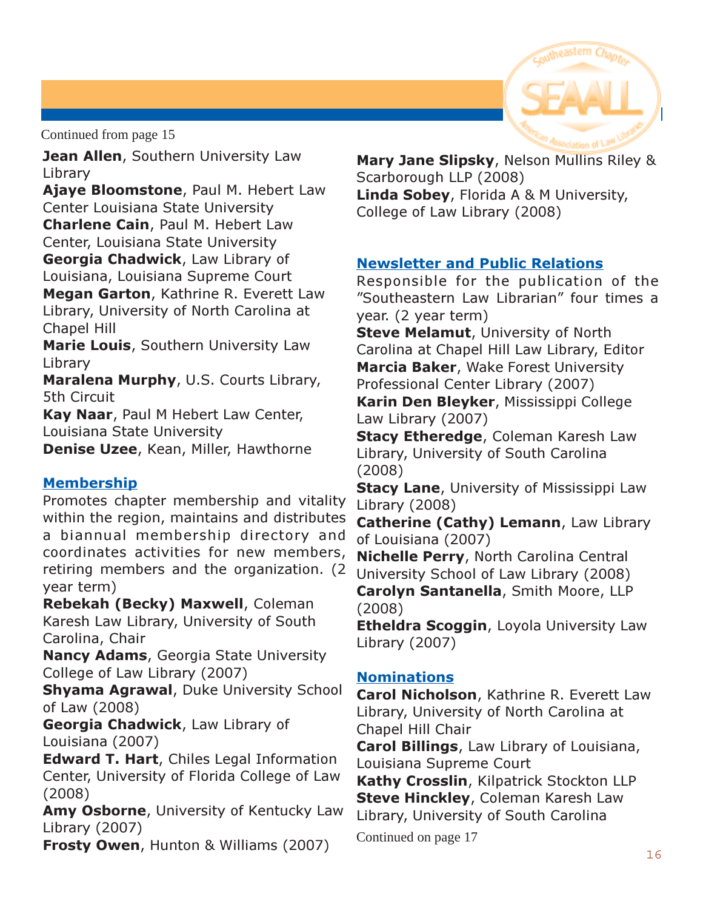Continued from page 15

**Jean Allen**, Southern University Law Library
**Ajaye Bloomstone**, Paul M. Hebert Law Center Louisiana State University
**Charlene Cain**, Paul M. Hebert Law Center, Louisiana State University
**Georgia Chadwick**, Law Library of Louisiana, Louisiana Supreme Court
**Megan Garton**, Kathrine R. Everett Law Library, University of North Carolina at Chapel Hill
**Marie Louis**, Southern University Law Library
**Maralena Murphy**, U.S. Courts Library, 5th Circuit
**Kay Naar**, Paul M Hebert Law Center, Louisiana State University
**Denise Uzee**, Kean, Miller, Hawthorne

**Membership**

Promotes chapter membership and vitality within the region, maintains and distributes a biannual membership directory and coordinates activities for new members, retiring members and the organization. (2 year term)

**Rebekah (Becky) Maxwell**, Coleman Karesh Law Library, University of South Carolina, Chair
**Nancy Adams**, Georgia State University College of Law Library (2007)
**Shyama Agrawal**, Duke University School of Law (2008)
**Georgia Chadwick**, Law Library of Louisiana (2007)
**Edward T. Hart**, Chiles Legal Information Center, University of Florida College of Law (2008)
**Amy Osborne**, University of Kentucky Law Library (2007)
**Frosty Owen**, Hunton & Williams (2007)
**Mary Jane Slipsky**, Nelson Mullins Riley & Scarborough LLP (2008)
**Linda Sobey**, Florida A & M University, College of Law Library (2008)

**Newsletter and Public Relations**

Responsible for the publication of the "Southeastern Law Librarian" four times a year. (2 year term)

**Steve Melamut**, University of North Carolina at Chapel Hill Law Library, Editor
**Marcia Baker**, Wake Forest University Professional Center Library (2007)
**Karin Den Bleyker**, Mississippi College Law Library (2007)
**Stacy Etheredge**, Coleman Karesh Law Library, University of South Carolina (2008)
**Stacy Lane**, University of Mississippi Law Library (2008)
**Catherine (Cathy) Lemann**, Law Library of Louisiana (2007)
**Nichelle Perry**, North Carolina Central University School of Law Library (2008)
**Carolyn Santanella**, Smith Moore, LLP (2008)
**Etheldra Scoggin**, Loyola University Law Library (2007)

**Nominations**

**Carol Nicholson**, Kathrine R. Everett Law Library, University of North Carolina at Chapel Hill Chair
**Carol Billings**, Law Library of Louisiana, Louisiana Supreme Court
**Kathy Crosslin**, Kilpatrick Stockton LLP
**Steve Hinckley**, Coleman Karesh Law Library, University of South Carolina

Continued on page 17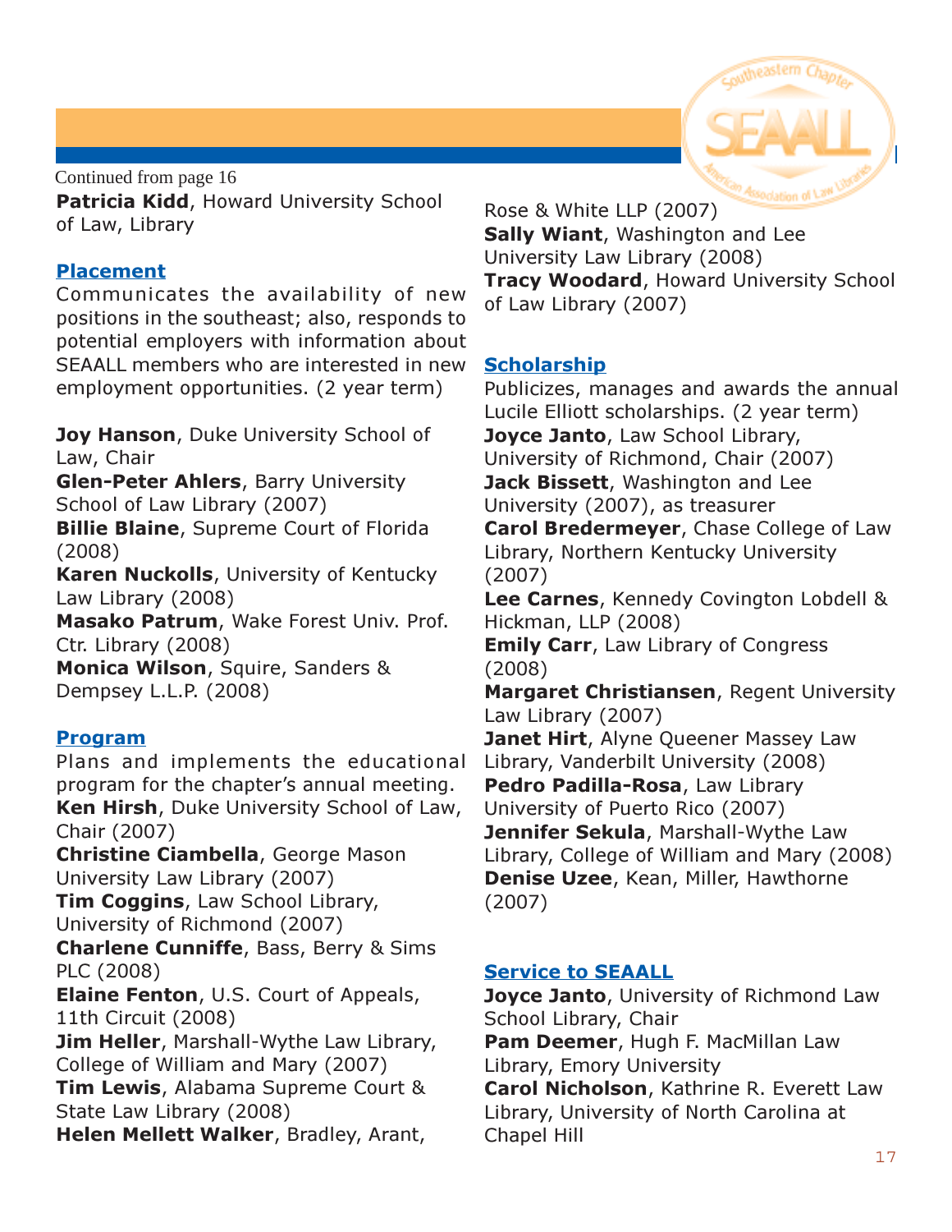Continued from page 16

**Patricia Kidd**, Howard University School of Law, Library

## Placement

Communicates the availability of new positions in the southeast; also, responds to potential employers with information about SEAALL members who are interested in new employment opportunities. (2 year term)

**Joy Hanson**, Duke University School of Law, Chair
**Glen-Peter Ahlers**, Barry University School of Law Library (2007)
**Billie Blaine**, Supreme Court of Florida (2008)
**Karen Nuckolls**, University of Kentucky Law Library (2008)
**Masako Patrum**, Wake Forest Univ. Prof. Ctr. Library (2008)
**Monica Wilson**, Squire, Sanders & Dempsey L.L.P. (2008)

## Program

Plans and implements the educational program for the chapter's annual meeting.

**Ken Hirsh**, Duke University School of Law, Chair (2007)
**Christine Ciambella**, George Mason University Law Library (2007)
**Tim Coggins**, Law School Library, University of Richmond (2007)
**Charlene Cunniffe**, Bass, Berry & Sims PLC (2008)
**Elaine Fenton**, U.S. Court of Appeals, 11th Circuit (2008)
**Jim Heller**, Marshall-Wythe Law Library, College of William and Mary (2007)
**Tim Lewis**, Alabama Supreme Court & State Law Library (2008)
**Helen Mellett Walker**, Bradley, Arant, Rose & White LLP (2007)
**Sally Wiant**, Washington and Lee University Law Library (2008)
**Tracy Woodard**, Howard University School of Law Library (2007)

## Scholarship

Publicizes, manages and awards the annual Lucile Elliott scholarships. (2 year term)

**Joyce Janto**, Law School Library, University of Richmond, Chair (2007)
**Jack Bissett**, Washington and Lee University (2007), as treasurer
**Carol Bredermeyer**, Chase College of Law Library, Northern Kentucky University (2007)
**Lee Carnes**, Kennedy Covington Lobdell & Hickman, LLP (2008)
**Emily Carr**, Law Library of Congress (2008)
**Margaret Christiansen**, Regent University Law Library (2007)
**Janet Hirt**, Alyne Queener Massey Law Library, Vanderbilt University (2008)
**Pedro Padilla-Rosa**, Law Library University of Puerto Rico (2007)
**Jennifer Sekula**, Marshall-Wythe Law Library, College of William and Mary (2008)
**Denise Uzee**, Kean, Miller, Hawthorne (2007)

## Service to SEAALL

**Joyce Janto**, University of Richmond Law School Library, Chair
**Pam Deemer**, Hugh F. MacMillan Law Library, Emory University
**Carol Nicholson**, Kathrine R. Everett Law Library, University of North Carolina at Chapel Hill